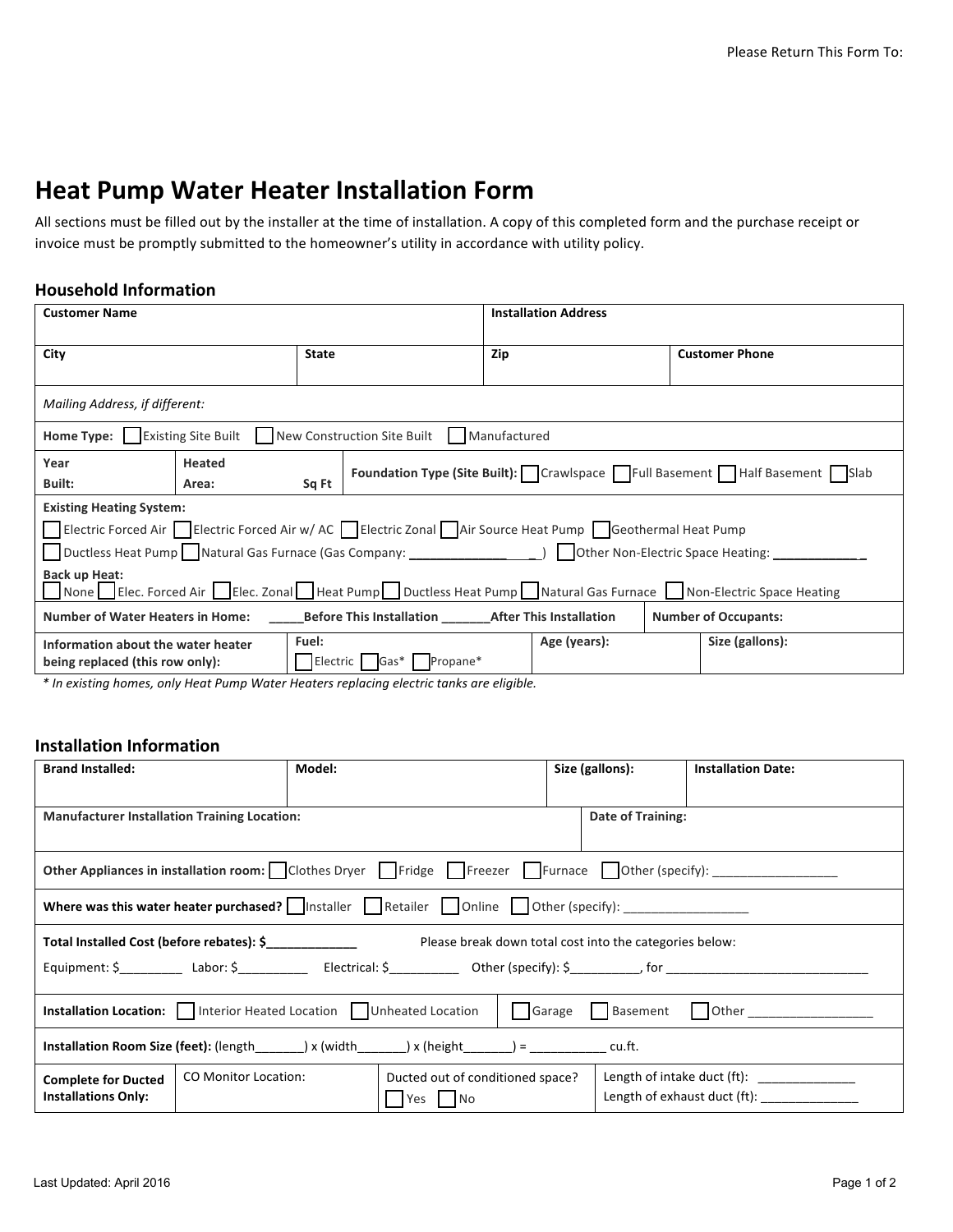Please Return This Form To:

# Heat Pump Water Heater Installation Form

All sections must be filled out by the installer at the time of installation. A copy of this completed form and the purchase receipt or invoice must be promptly submitted to the homeowner's utility in accordance with utility policy.

## Household Information

| **Customer Name** | | **Installation Address** | |
|---|---|---|---|
| **City** | **State** | **Zip** | **Customer Phone** |

*Mailing Address, if different:*

**Home Type:** ☐ Existing Site Built ☐ New Construction Site Built ☐ Manufactured

| **Year Built:** | **Heated Area:** Sq Ft | **Foundation Type (Site Built):** ☐ Crawlspace ☐ Full Basement ☐ Half Basement ☐ Slab |
|---|---|---|

**Existing Heating System:**
☐ Electric Forced Air ☐ Electric Forced Air w/ AC ☐ Electric Zonal ☐ Air Source Heat Pump ☐ Geothermal Heat Pump
☐ Ductless Heat Pump ☐ Natural Gas Furnace (Gas Company: ________________) ☐ Other Non-Electric Space Heating: ____________

**Back up Heat:**
☐ None ☐ Elec. Forced Air ☐ Elec. Zonal ☐ Heat Pump ☐ Ductless Heat Pump ☐ Natural Gas Furnace ☐ Non-Electric Space Heating

**Number of Water Heaters in Home:** _____**Before This Installation** _______**After This Installation** | **Number of Occupants:**

| **Information about the water heater being replaced (this row only):** | **Fuel:** ☐ Electric ☐ Gas* ☐ Propane* | **Age (years):** | **Size (gallons):** |
|---|---|---|---|

*\* In existing homes, only Heat Pump Water Heaters replacing electric tanks are eligible.*

## Installation Information

| **Brand Installed:** | **Model:** | **Size (gallons):** | **Installation Date:** |
|---|---|---|---|

| **Manufacturer Installation Training Location:** | **Date of Training:** |
|---|---|

**Other Appliances in installation room:** ☐ Clothes Dryer ☐ Fridge ☐ Freezer ☐ Furnace ☐ Other (specify): __________________

**Where was this water heater purchased?** ☐ Installer ☐ Retailer ☐ Online ☐ Other (specify): __________________

**Total Installed Cost (before rebates): $**_____________ Please break down total cost into the categories below:

Equipment: $_________ Labor: $__________ Electrical: $__________ Other (specify): $__________, for ______________________________

**Installation Location:** ☐ Interior Heated Location ☐ Unheated Location | ☐ Garage ☐ Basement ☐ Other __________________

**Installation Room Size (feet):** (length_______) x (width_______) x (height_______) = ___________ cu.ft.

| **Complete for Ducted Installations Only:** | CO Monitor Location: | Ducted out of conditioned space? ☐ Yes ☐ No | Length of intake duct (ft): ______________ <br> Length of exhaust duct (ft): ______________ |
|---|---|---|---|

Last Updated: April 2016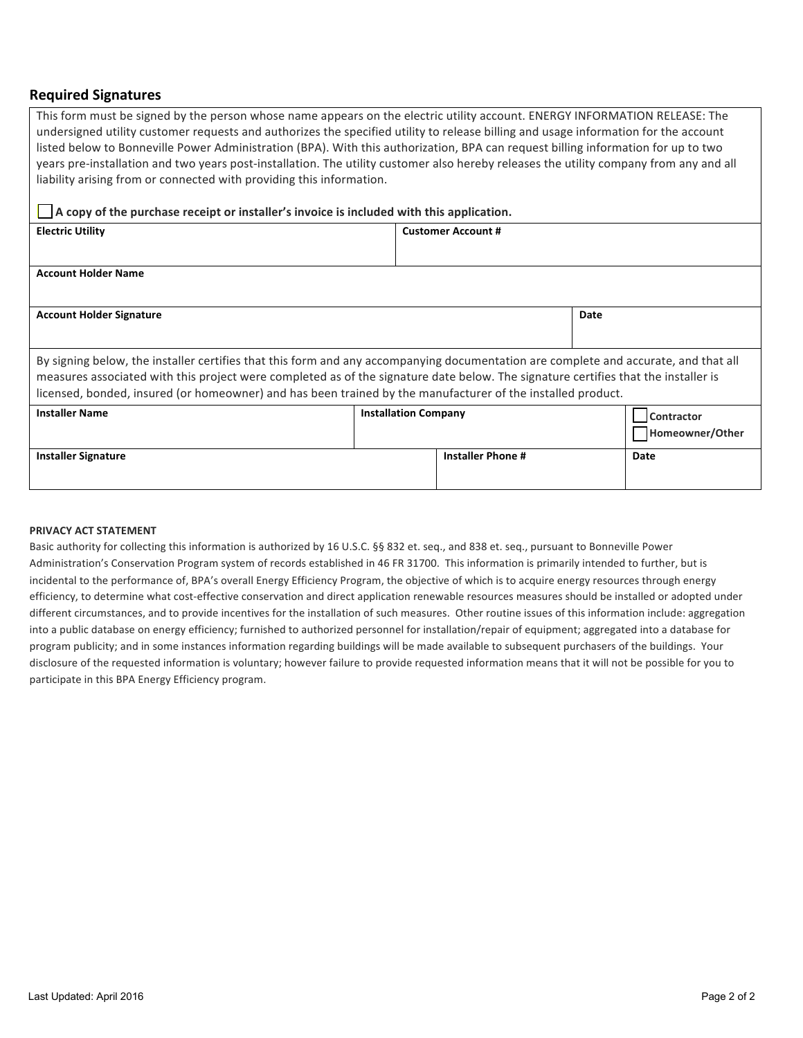## Required Signatures

This form must be signed by the person whose name appears on the electric utility account. ENERGY INFORMATION RELEASE: The undersigned utility customer requests and authorizes the specified utility to release billing and usage information for the account listed below to Bonneville Power Administration (BPA). With this authorization, BPA can request billing information for up to two years pre-installation and two years post-installation. The utility customer also hereby releases the utility company from any and all liability arising from or connected with providing this information.

☐ **A copy of the purchase receipt or installer's invoice is included with this application.**

| | |
|---|---|
| **Electric Utility** | **Customer Account #** |
| **Account Holder Name** | |
| **Account Holder Signature** | **Date** |

By signing below, the installer certifies that this form and any accompanying documentation are complete and accurate, and that all measures associated with this project were completed as of the signature date below. The signature certifies that the installer is licensed, bonded, insured (or homeowner) and has been trained by the manufacturer of the installed product.

| | | |
|---|---|---|
| **Installer Name** | **Installation Company** | ☐ **Contractor** ☐ **Homeowner/Other** |
| **Installer Signature** | **Installer Phone #** | **Date** |

**PRIVACY ACT STATEMENT**

Basic authority for collecting this information is authorized by 16 U.S.C. §§ 832 et. seq., and 838 et. seq., pursuant to Bonneville Power Administration's Conservation Program system of records established in 46 FR 31700. This information is primarily intended to further, but is incidental to the performance of, BPA's overall Energy Efficiency Program, the objective of which is to acquire energy resources through energy efficiency, to determine what cost-effective conservation and direct application renewable resources measures should be installed or adopted under different circumstances, and to provide incentives for the installation of such measures. Other routine issues of this information include: aggregation into a public database on energy efficiency; furnished to authorized personnel for installation/repair of equipment; aggregated into a database for program publicity; and in some instances information regarding buildings will be made available to subsequent purchasers of the buildings. Your disclosure of the requested information is voluntary; however failure to provide requested information means that it will not be possible for you to participate in this BPA Energy Efficiency program.

Last Updated: April 2016